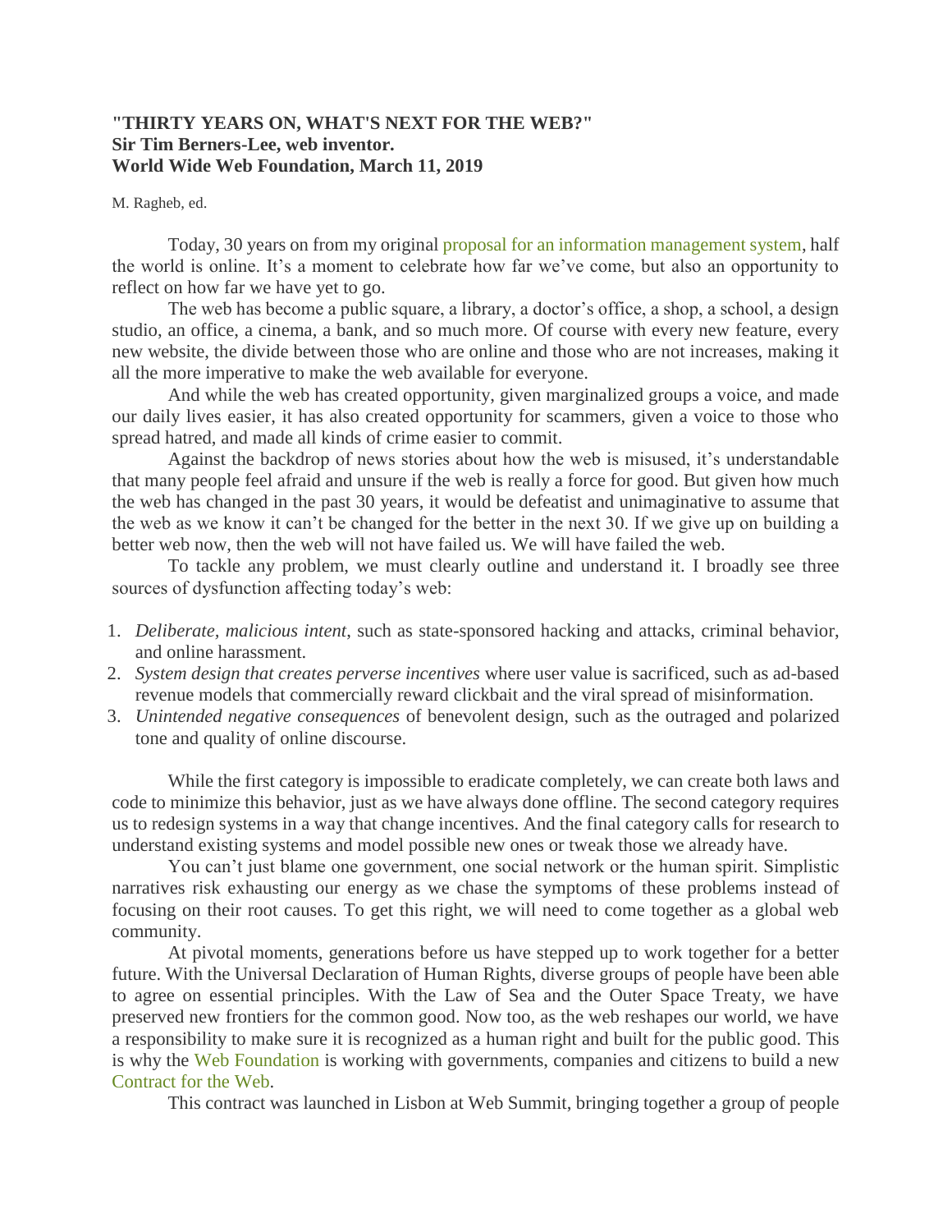**"THIRTY YEARS ON, WHAT'S NEXT FOR THE WEB?"**
**Sir Tim Berners-Lee, web inventor.**
**World Wide Web Foundation, March 11, 2019**

M. Ragheb, ed.

Today, 30 years on from my original proposal for an information management system, half the world is online. It's a moment to celebrate how far we've come, but also an opportunity to reflect on how far we have yet to go.

The web has become a public square, a library, a doctor's office, a shop, a school, a design studio, an office, a cinema, a bank, and so much more. Of course with every new feature, every new website, the divide between those who are online and those who are not increases, making it all the more imperative to make the web available for everyone.

And while the web has created opportunity, given marginalized groups a voice, and made our daily lives easier, it has also created opportunity for scammers, given a voice to those who spread hatred, and made all kinds of crime easier to commit.

Against the backdrop of news stories about how the web is misused, it's understandable that many people feel afraid and unsure if the web is really a force for good. But given how much the web has changed in the past 30 years, it would be defeatist and unimaginative to assume that the web as we know it can't be changed for the better in the next 30. If we give up on building a better web now, then the web will not have failed us. We will have failed the web.

To tackle any problem, we must clearly outline and understand it. I broadly see three sources of dysfunction affecting today's web:

1. *Deliberate, malicious intent*, such as state-sponsored hacking and attacks, criminal behavior, and online harassment.
2. *System design that creates perverse incentives* where user value is sacrificed, such as ad-based revenue models that commercially reward clickbait and the viral spread of misinformation.
3. *Unintended negative consequences* of benevolent design, such as the outraged and polarized tone and quality of online discourse.

While the first category is impossible to eradicate completely, we can create both laws and code to minimize this behavior, just as we have always done offline. The second category requires us to redesign systems in a way that change incentives. And the final category calls for research to understand existing systems and model possible new ones or tweak those we already have.

You can't just blame one government, one social network or the human spirit. Simplistic narratives risk exhausting our energy as we chase the symptoms of these problems instead of focusing on their root causes. To get this right, we will need to come together as a global web community.

At pivotal moments, generations before us have stepped up to work together for a better future. With the Universal Declaration of Human Rights, diverse groups of people have been able to agree on essential principles. With the Law of Sea and the Outer Space Treaty, we have preserved new frontiers for the common good. Now too, as the web reshapes our world, we have a responsibility to make sure it is recognized as a human right and built for the public good. This is why the Web Foundation is working with governments, companies and citizens to build a new Contract for the Web.

This contract was launched in Lisbon at Web Summit, bringing together a group of people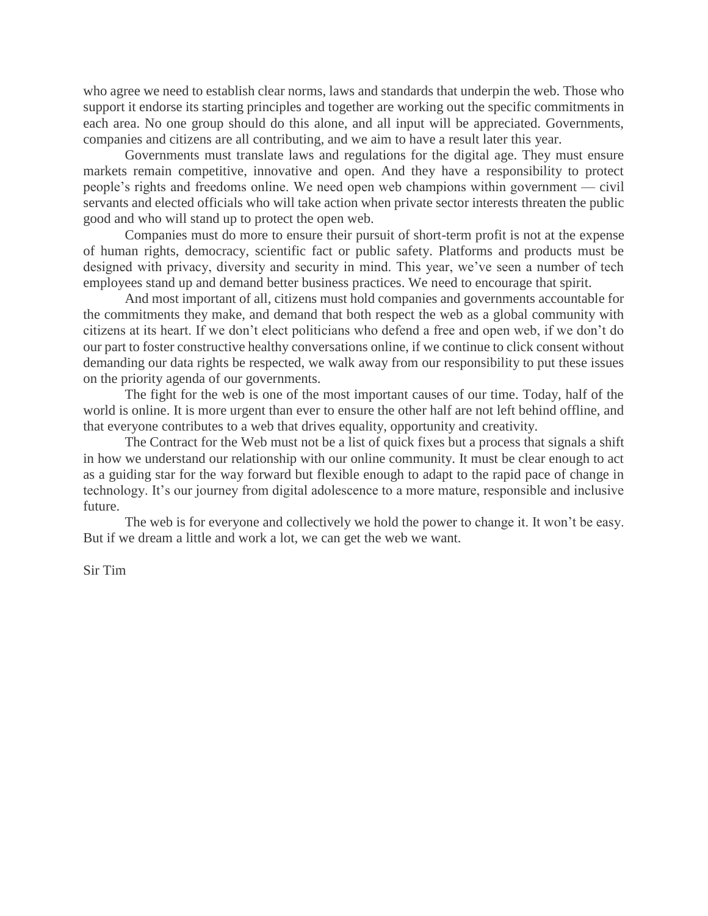who agree we need to establish clear norms, laws and standards that underpin the web. Those who support it endorse its starting principles and together are working out the specific commitments in each area. No one group should do this alone, and all input will be appreciated. Governments, companies and citizens are all contributing, and we aim to have a result later this year.

Governments must translate laws and regulations for the digital age. They must ensure markets remain competitive, innovative and open. And they have a responsibility to protect people's rights and freedoms online. We need open web champions within government — civil servants and elected officials who will take action when private sector interests threaten the public good and who will stand up to protect the open web.

Companies must do more to ensure their pursuit of short-term profit is not at the expense of human rights, democracy, scientific fact or public safety. Platforms and products must be designed with privacy, diversity and security in mind. This year, we've seen a number of tech employees stand up and demand better business practices. We need to encourage that spirit.

And most important of all, citizens must hold companies and governments accountable for the commitments they make, and demand that both respect the web as a global community with citizens at its heart. If we don't elect politicians who defend a free and open web, if we don't do our part to foster constructive healthy conversations online, if we continue to click consent without demanding our data rights be respected, we walk away from our responsibility to put these issues on the priority agenda of our governments.

The fight for the web is one of the most important causes of our time. Today, half of the world is online. It is more urgent than ever to ensure the other half are not left behind offline, and that everyone contributes to a web that drives equality, opportunity and creativity.

The Contract for the Web must not be a list of quick fixes but a process that signals a shift in how we understand our relationship with our online community. It must be clear enough to act as a guiding star for the way forward but flexible enough to adapt to the rapid pace of change in technology. It's our journey from digital adolescence to a more mature, responsible and inclusive future.

The web is for everyone and collectively we hold the power to change it. It won't be easy. But if we dream a little and work a lot, we can get the web we want.

Sir Tim